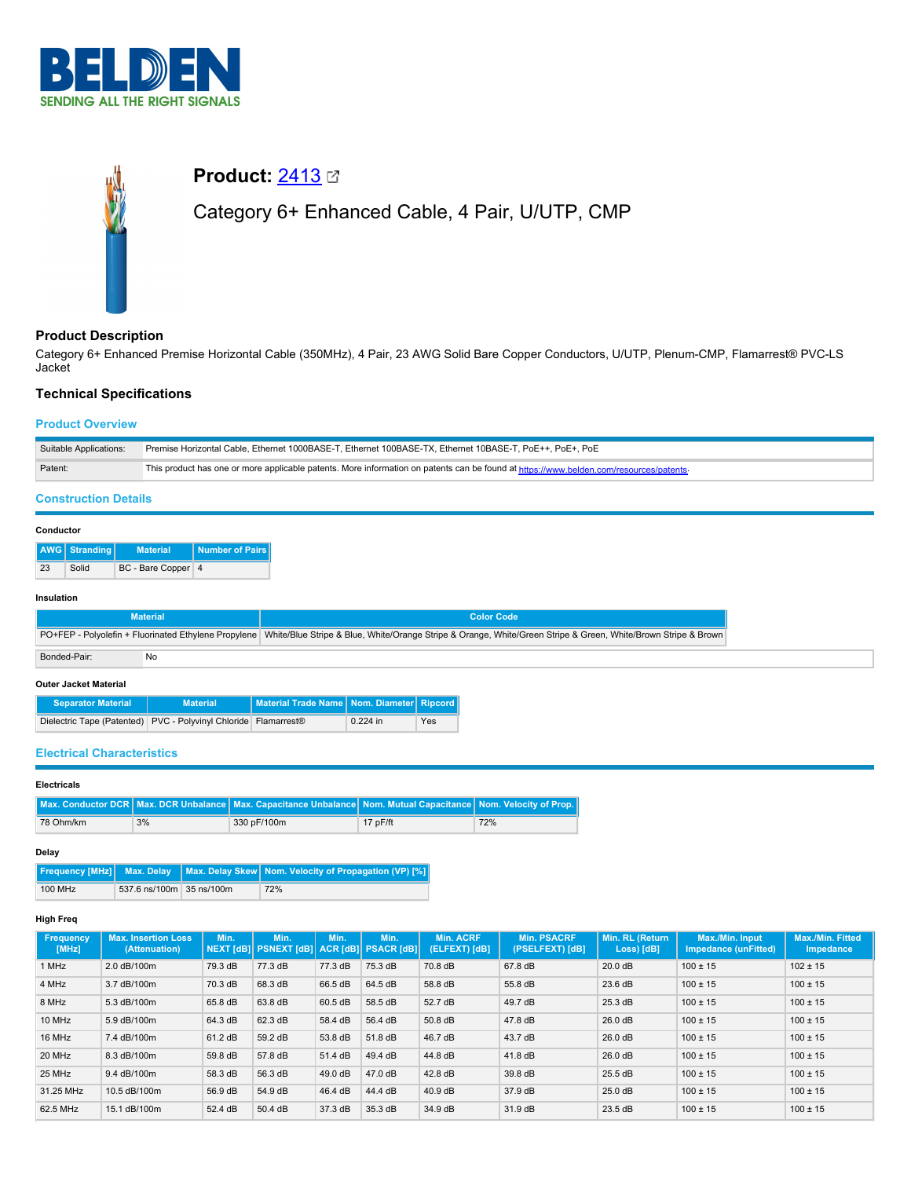# BELDEN

SENDING ALL THE RIGHT SIGNALS

## Product: 2413

Category 6+ Enhanced Cable, 4 Pair, U/UTP, CMP

### Product Description

Category 6+ Enhanced Premise Horizontal Cable (350MHz), 4 Pair, 23 AWG Solid Bare Copper Conductors, U/UTP, Plenum-CMP, Flamarrest® PVC-LS Jacket

### Technical Specifications

#### Product Overview

| | |
|---|---|
| Suitable Applications: | Premise Horizontal Cable, Ethernet 1000BASE-T, Ethernet 100BASE-TX, Ethernet 10BASE-T, PoE++, PoE+, PoE |
| Patent: | This product has one or more applicable patents. More information on patents can be found at https://www.belden.com/resources/patents. |

#### Construction Details

**Conductor**

| AWG | Stranding | Material | Number of Pairs |
|---|---|---|---|
| 23 | Solid | BC - Bare Copper | 4 |

**Insulation**

| Material | Color Code |
|---|---|
| PO+FEP - Polyolefin + Fluorinated Ethylene Propylene | White/Blue Stripe & Blue, White/Orange Stripe & Orange, White/Green Stripe & Green, White/Brown Stripe & Brown |

| | |
|---|---|
| Bonded-Pair: | No |

**Outer Jacket Material**

| Separator Material | Material | Material Trade Name | Nom. Diameter | Ripcord |
|---|---|---|---|---|
| Dielectric Tape (Patented) | PVC - Polyvinyl Chloride | Flamarrest® | 0.224 in | Yes |

#### Electrical Characteristics

**Electricals**

| Max. Conductor DCR | Max. DCR Unbalance | Max. Capacitance Unbalance | Nom. Mutual Capacitance | Nom. Velocity of Prop. |
|---|---|---|---|---|
| 78 Ohm/km | 3% | 330 pF/100m | 17 pF/ft | 72% |

**Delay**

| Frequency [MHz] | Max. Delay | Max. Delay Skew | Nom. Velocity of Propagation (VP) [%] |
|---|---|---|---|
| 100 MHz | 537.6 ns/100m | 35 ns/100m | 72% |

**High Freq**

| Frequency [MHz] | Max. Insertion Loss (Attenuation) | Min. NEXT [dB] | Min. PSNEXT [dB] | Min. ACR [dB] | Min. PSACR [dB] | Min. ACRF (ELFEXT) [dB] | Min. PSACRF (PSELFEXT) [dB] | Min. RL (Return Loss) [dB] | Max./Min. Input Impedance (unFitted) | Max./Min. Fitted Impedance |
|---|---|---|---|---|---|---|---|---|---|---|
| 1 MHz | 2.0 dB/100m | 79.3 dB | 77.3 dB | 77.3 dB | 75.3 dB | 70.8 dB | 67.8 dB | 20.0 dB | 100 ± 15 | 102 ± 15 |
| 4 MHz | 3.7 dB/100m | 70.3 dB | 68.3 dB | 66.5 dB | 64.5 dB | 58.8 dB | 55.8 dB | 23.6 dB | 100 ± 15 | 100 ± 15 |
| 8 MHz | 5.3 dB/100m | 65.8 dB | 63.8 dB | 60.5 dB | 58.5 dB | 52.7 dB | 49.7 dB | 25.3 dB | 100 ± 15 | 100 ± 15 |
| 10 MHz | 5.9 dB/100m | 64.3 dB | 62.3 dB | 58.4 dB | 56.4 dB | 50.8 dB | 47.8 dB | 26.0 dB | 100 ± 15 | 100 ± 15 |
| 16 MHz | 7.4 dB/100m | 61.2 dB | 59.2 dB | 53.8 dB | 51.8 dB | 46.7 dB | 43.7 dB | 26.0 dB | 100 ± 15 | 100 ± 15 |
| 20 MHz | 8.3 dB/100m | 59.8 dB | 57.8 dB | 51.4 dB | 49.4 dB | 44.8 dB | 41.8 dB | 26.0 dB | 100 ± 15 | 100 ± 15 |
| 25 MHz | 9.4 dB/100m | 58.3 dB | 56.3 dB | 49.0 dB | 47.0 dB | 42.8 dB | 39.8 dB | 25.5 dB | 100 ± 15 | 100 ± 15 |
| 31.25 MHz | 10.5 dB/100m | 56.9 dB | 54.9 dB | 46.4 dB | 44.4 dB | 40.9 dB | 37.9 dB | 25.0 dB | 100 ± 15 | 100 ± 15 |
| 62.5 MHz | 15.1 dB/100m | 52.4 dB | 50.4 dB | 37.3 dB | 35.3 dB | 34.9 dB | 31.9 dB | 23.5 dB | 100 ± 15 | 100 ± 15 |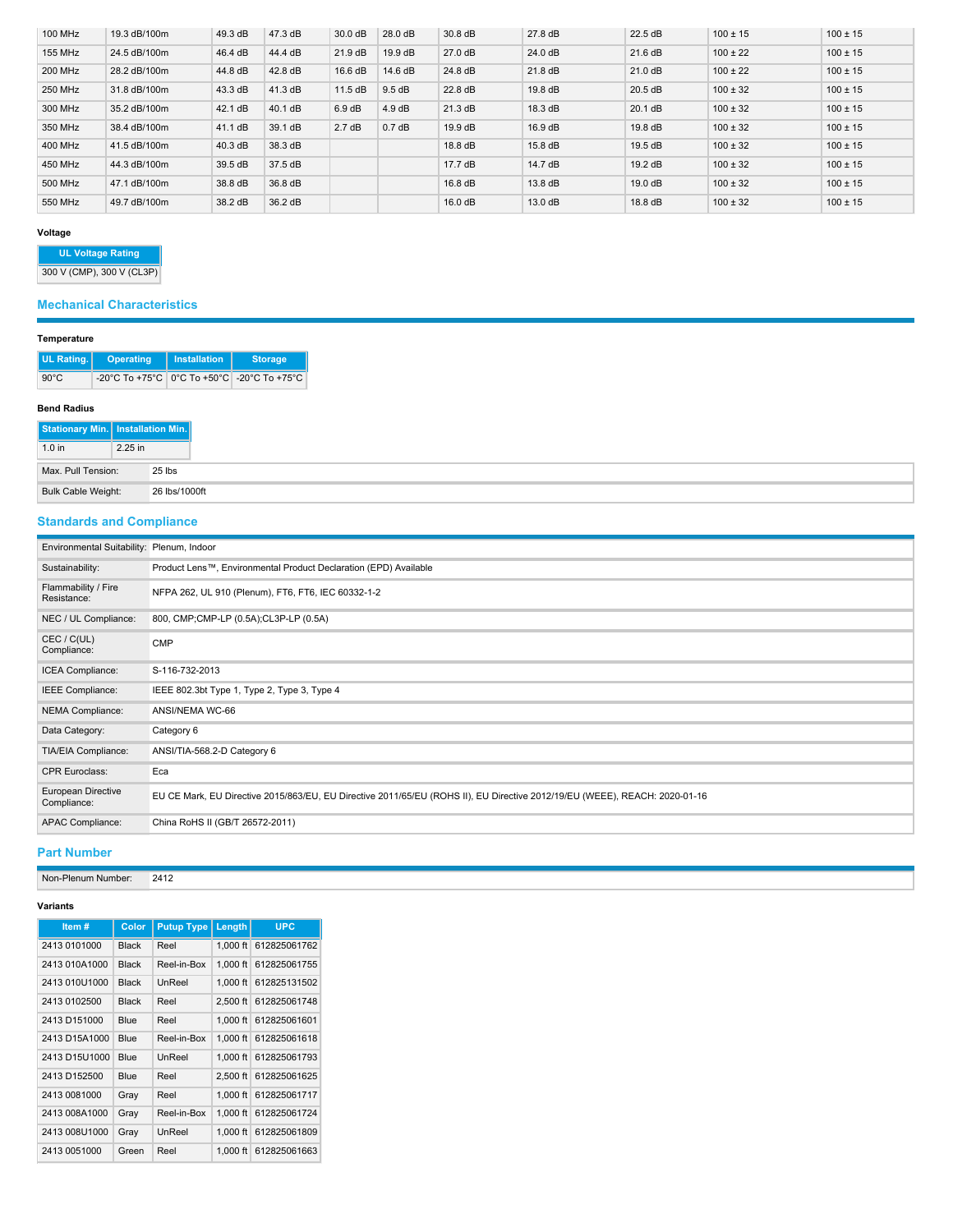| 100 MHz | 19.3 dB/100m | 49.3 dB | 47.3 dB | 30.0 dB | 28.0 dB | 30.8 dB | 27.8 dB | 22.5 dB | 100 ± 15 | 100 ± 15 |
|---|---|---|---|---|---|---|---|---|---|---|
| 155 MHz | 24.5 dB/100m | 46.4 dB | 44.4 dB | 21.9 dB | 19.9 dB | 27.0 dB | 24.0 dB | 21.6 dB | 100 ± 22 | 100 ± 15 |
| 200 MHz | 28.2 dB/100m | 44.8 dB | 42.8 dB | 16.6 dB | 14.6 dB | 24.8 dB | 21.8 dB | 21.0 dB | 100 ± 22 | 100 ± 15 |
| 250 MHz | 31.8 dB/100m | 43.3 dB | 41.3 dB | 11.5 dB | 9.5 dB | 22.8 dB | 19.8 dB | 20.5 dB | 100 ± 32 | 100 ± 15 |
| 300 MHz | 35.2 dB/100m | 42.1 dB | 40.1 dB | 6.9 dB | 4.9 dB | 21.3 dB | 18.3 dB | 20.1 dB | 100 ± 32 | 100 ± 15 |
| 350 MHz | 38.4 dB/100m | 41.1 dB | 39.1 dB | 2.7 dB | 0.7 dB | 19.9 dB | 16.9 dB | 19.8 dB | 100 ± 32 | 100 ± 15 |
| 400 MHz | 41.5 dB/100m | 40.3 dB | 38.3 dB | | | 18.8 dB | 15.8 dB | 19.5 dB | 100 ± 32 | 100 ± 15 |
| 450 MHz | 44.3 dB/100m | 39.5 dB | 37.5 dB | | | 17.7 dB | 14.7 dB | 19.2 dB | 100 ± 32 | 100 ± 15 |
| 500 MHz | 47.1 dB/100m | 38.8 dB | 36.8 dB | | | 16.8 dB | 13.8 dB | 19.0 dB | 100 ± 32 | 100 ± 15 |
| 550 MHz | 49.7 dB/100m | 38.2 dB | 36.2 dB | | | 16.0 dB | 13.0 dB | 18.8 dB | 100 ± 32 | 100 ± 15 |

**Voltage**

| UL Voltage Rating |
|---|
| 300 V (CMP), 300 V (CL3P) |

## Mechanical Characteristics

**Temperature**

| UL Rating. | Operating | Installation | Storage |
|---|---|---|---|
| 90°C | -20°C To +75°C | 0°C To +50°C | -20°C To +75°C |

**Bend Radius**

| Stationary Min. | Installation Min. |
|---|---|
| 1.0 in | 2.25 in |

| | |
|---|---|
| Max. Pull Tension: | 25 lbs |
| Bulk Cable Weight: | 26 lbs/1000ft |

## Standards and Compliance

| | |
|---|---|
| Environmental Suitability: | Plenum, Indoor |
| Sustainability: | Product Lens™, Environmental Product Declaration (EPD) Available |
| Flammability / Fire Resistance: | NFPA 262, UL 910 (Plenum), FT6, FT6, IEC 60332-1-2 |
| NEC / UL Compliance: | 800, CMP;CMP-LP (0.5A);CL3P-LP (0.5A) |
| CEC / C(UL) Compliance: | CMP |
| ICEA Compliance: | S-116-732-2013 |
| IEEE Compliance: | IEEE 802.3bt Type 1, Type 2, Type 3, Type 4 |
| NEMA Compliance: | ANSI/NEMA WC-66 |
| Data Category: | Category 6 |
| TIA/EIA Compliance: | ANSI/TIA-568.2-D Category 6 |
| CPR Euroclass: | Eca |
| European Directive Compliance: | EU CE Mark, EU Directive 2015/863/EU, EU Directive 2011/65/EU (ROHS II), EU Directive 2012/19/EU (WEEE), REACH: 2020-01-16 |
| APAC Compliance: | China RoHS II (GB/T 26572-2011) |

## Part Number

| | |
|---|---|
| Non-Plenum Number: | 2412 |

**Variants**

| Item # | Color | Putup Type | Length | UPC |
|---|---|---|---|---|
| 2413 0101000 | Black | Reel | 1,000 ft | 612825061762 |
| 2413 010A1000 | Black | Reel-in-Box | 1,000 ft | 612825061755 |
| 2413 010U1000 | Black | UnReel | 1,000 ft | 612825131502 |
| 2413 0102500 | Black | Reel | 2,500 ft | 612825061748 |
| 2413 D151000 | Blue | Reel | 1,000 ft | 612825061601 |
| 2413 D15A1000 | Blue | Reel-in-Box | 1,000 ft | 612825061618 |
| 2413 D15U1000 | Blue | UnReel | 1,000 ft | 612825061793 |
| 2413 D152500 | Blue | Reel | 2,500 ft | 612825061625 |
| 2413 0081000 | Gray | Reel | 1,000 ft | 612825061717 |
| 2413 008A1000 | Gray | Reel-in-Box | 1,000 ft | 612825061724 |
| 2413 008U1000 | Gray | UnReel | 1,000 ft | 612825061809 |
| 2413 0051000 | Green | Reel | 1,000 ft | 612825061663 |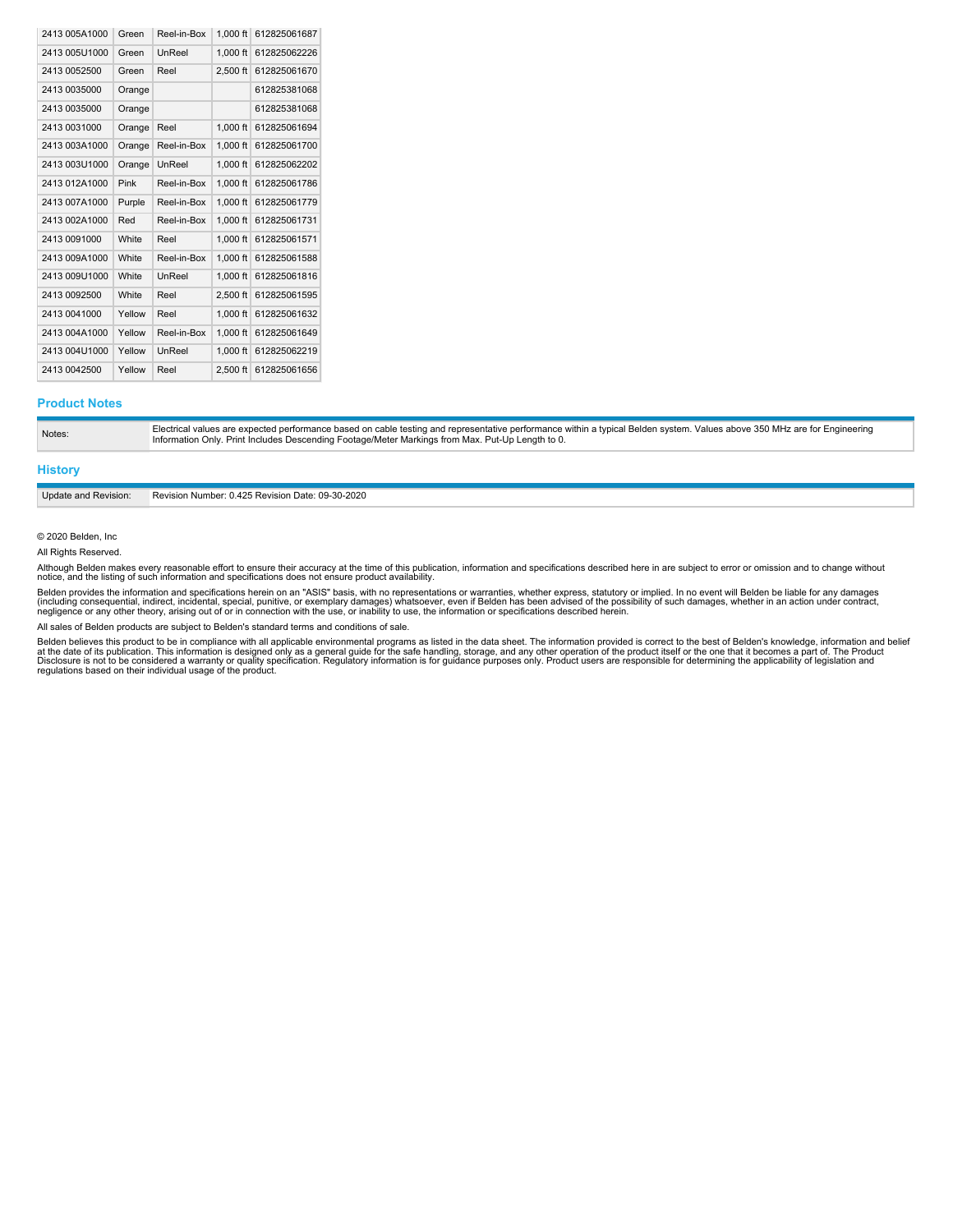| | | | | |
|---|---|---|---|---|
| 2413 005A1000 | Green | Reel-in-Box | 1,000 ft | 612825061687 |
| 2413 005U1000 | Green | UnReel | 1,000 ft | 612825062226 |
| 2413 0052500 | Green | Reel | 2,500 ft | 612825061670 |
| 2413 0035000 | Orange | | | 612825381068 |
| 2413 0035000 | Orange | | | 612825381068 |
| 2413 0031000 | Orange | Reel | 1,000 ft | 612825061694 |
| 2413 003A1000 | Orange | Reel-in-Box | 1,000 ft | 612825061700 |
| 2413 003U1000 | Orange | UnReel | 1,000 ft | 612825062202 |
| 2413 012A1000 | Pink | Reel-in-Box | 1,000 ft | 612825061786 |
| 2413 007A1000 | Purple | Reel-in-Box | 1,000 ft | 612825061779 |
| 2413 002A1000 | Red | Reel-in-Box | 1,000 ft | 612825061731 |
| 2413 0091000 | White | Reel | 1,000 ft | 612825061571 |
| 2413 009A1000 | White | Reel-in-Box | 1,000 ft | 612825061588 |
| 2413 009U1000 | White | UnReel | 1,000 ft | 612825061816 |
| 2413 0092500 | White | Reel | 2,500 ft | 612825061595 |
| 2413 0041000 | Yellow | Reel | 1,000 ft | 612825061632 |
| 2413 004A1000 | Yellow | Reel-in-Box | 1,000 ft | 612825061649 |
| 2413 004U1000 | Yellow | UnReel | 1,000 ft | 612825062219 |
| 2413 0042500 | Yellow | Reel | 2,500 ft | 612825061656 |

## Product Notes

| | |
|---|---|
| Notes: | Electrical values are expected performance based on cable testing and representative performance within a typical Belden system. Values above 350 MHz are for Engineering Information Only. Print Includes Descending Footage/Meter Markings from Max. Put-Up Length to 0. |

## History

| | |
|---|---|
| Update and Revision: | Revision Number: 0.425 Revision Date: 09-30-2020 |

© 2020 Belden, Inc

All Rights Reserved.

Although Belden makes every reasonable effort to ensure their accuracy at the time of this publication, information and specifications described here in are subject to error or omission and to change without notice, and the listing of such information and specifications does not ensure product availability.

Belden provides the information and specifications herein on an "ASIS" basis, with no representations or warranties, whether express, statutory or implied. In no event will Belden be liable for any damages (including consequential, indirect, incidental, special, punitive, or exemplary damages) whatsoever, even if Belden has been advised of the possibility of such damages, whether in an action under contract, negligence or any other theory, arising out of or in connection with the use, or inability to use, the information or specifications described herein.

All sales of Belden products are subject to Belden's standard terms and conditions of sale.

Belden believes this product to be in compliance with all applicable environmental programs as listed in the data sheet. The information provided is correct to the best of Belden's knowledge, information and belief at the date of its publication. This information is designed only as a general guide for the safe handling, storage, and any other operation of the product itself or the one that it becomes a part of. The Product Disclosure is not to be considered a warranty or quality specification. Regulatory information is for guidance purposes only. Product users are responsible for determining the applicability of legislation and regulations based on their individual usage of the product.